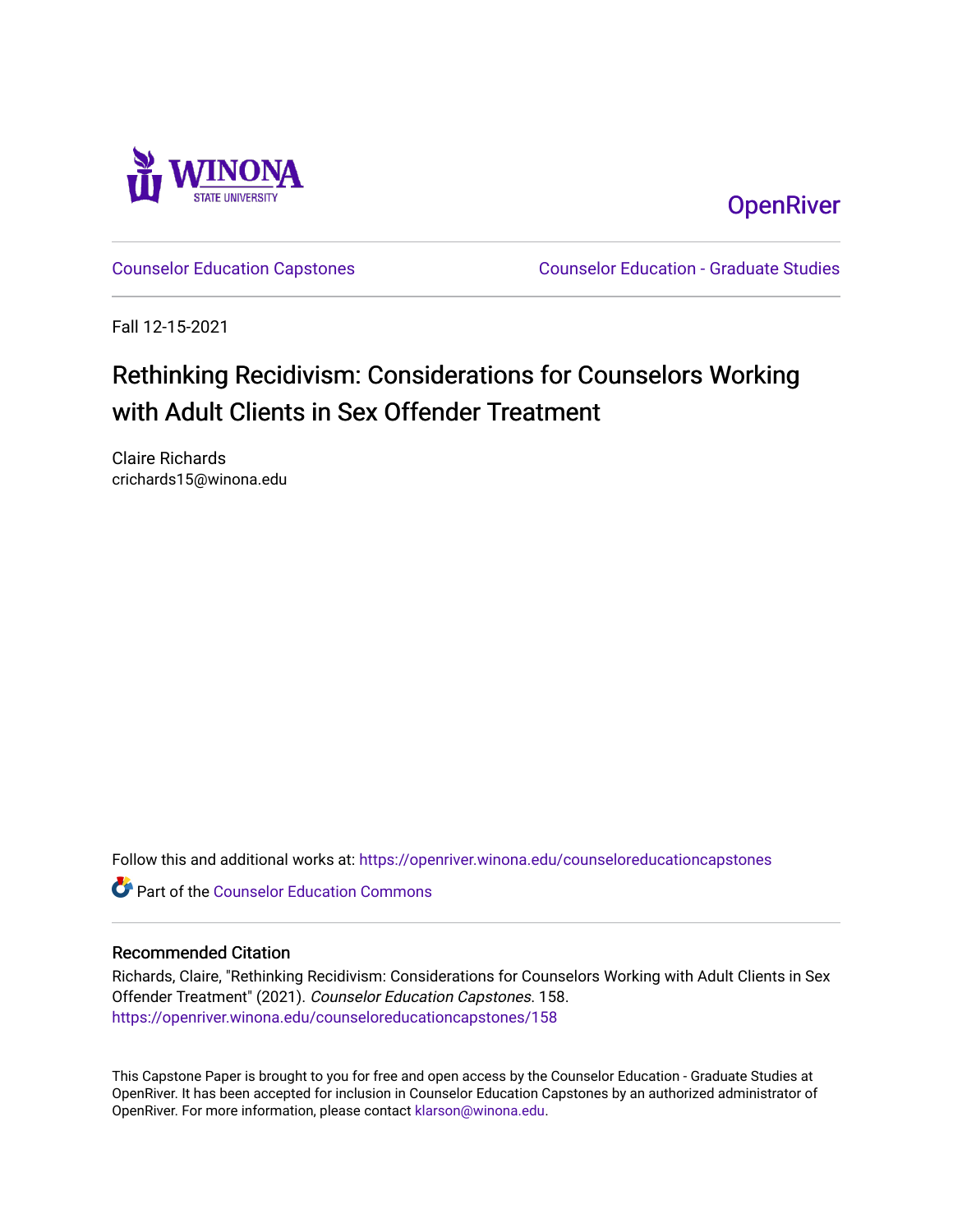Winona State University

OpenRiver

Counselor Education Capstones

Counselor Education - Graduate Studies

Fall 12-15-2021

# Rethinking Recidivism: Considerations for Counselors Working with Adult Clients in Sex Offender Treatment

Claire Richards
crichards15@winona.edu

Follow this and additional works at: https://openriver.winona.edu/counseloreducationcapstones

Part of the Counselor Education Commons

## Recommended Citation

Richards, Claire, "Rethinking Recidivism: Considerations for Counselors Working with Adult Clients in Sex Offender Treatment" (2021). *Counselor Education Capstones*. 158.
https://openriver.winona.edu/counseloreducationcapstones/158

This Capstone Paper is brought to you for free and open access by the Counselor Education - Graduate Studies at OpenRiver. It has been accepted for inclusion in Counselor Education Capstones by an authorized administrator of OpenRiver. For more information, please contact klarson@winona.edu.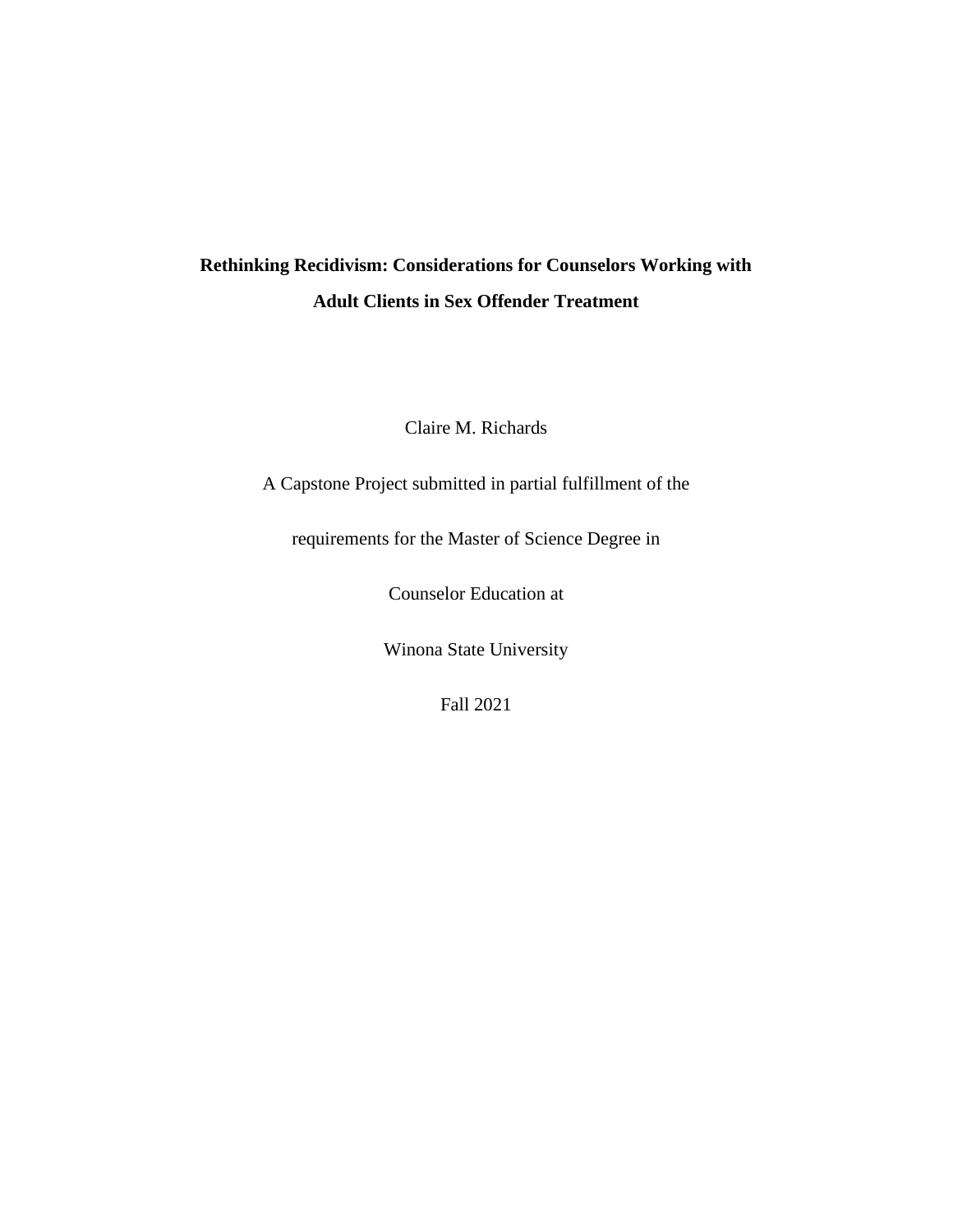# Rethinking Recidivism: Considerations for Counselors Working with Adult Clients in Sex Offender Treatment

Claire M. Richards

A Capstone Project submitted in partial fulfillment of the

requirements for the Master of Science Degree in

Counselor Education at

Winona State University

Fall 2021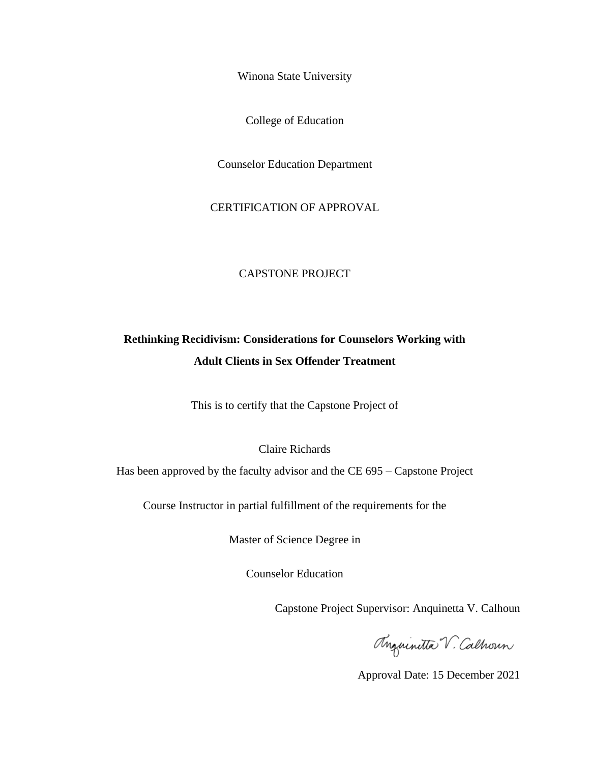Winona State University

College of Education

Counselor Education Department

CERTIFICATION OF APPROVAL

CAPSTONE PROJECT

**Rethinking Recidivism: Considerations for Counselors Working with Adult Clients in Sex Offender Treatment**

This is to certify that the Capstone Project of

Claire Richards

Has been approved by the faculty advisor and the CE 695 – Capstone Project

Course Instructor in partial fulfillment of the requirements for the

Master of Science Degree in

Counselor Education

Capstone Project Supervisor: Anquinetta V. Calhoun

Anquinetta V. Calhoun

Approval Date: 15 December 2021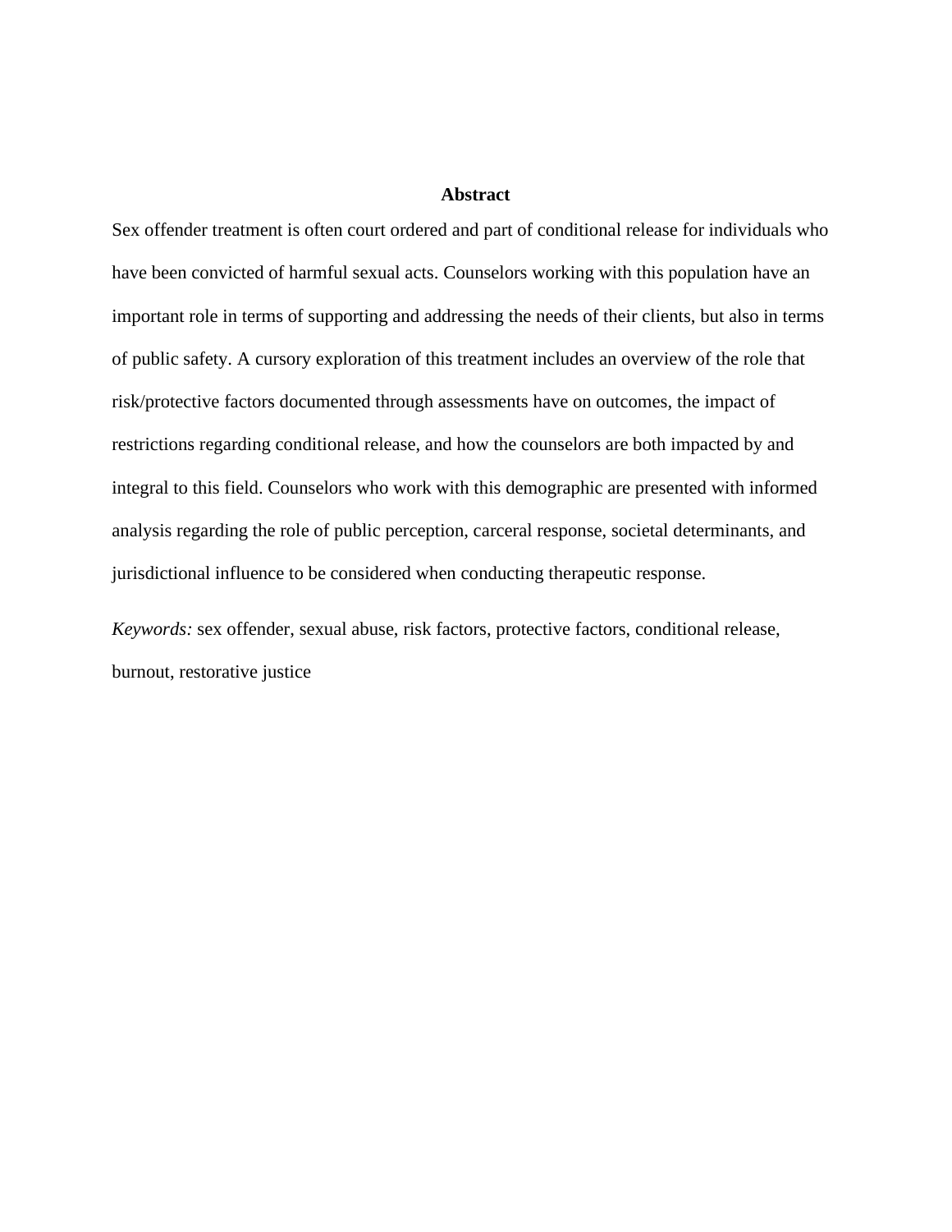## Abstract

Sex offender treatment is often court ordered and part of conditional release for individuals who have been convicted of harmful sexual acts. Counselors working with this population have an important role in terms of supporting and addressing the needs of their clients, but also in terms of public safety. A cursory exploration of this treatment includes an overview of the role that risk/protective factors documented through assessments have on outcomes, the impact of restrictions regarding conditional release, and how the counselors are both impacted by and integral to this field. Counselors who work with this demographic are presented with informed analysis regarding the role of public perception, carceral response, societal determinants, and jurisdictional influence to be considered when conducting therapeutic response.

*Keywords:* sex offender, sexual abuse, risk factors, protective factors, conditional release, burnout, restorative justice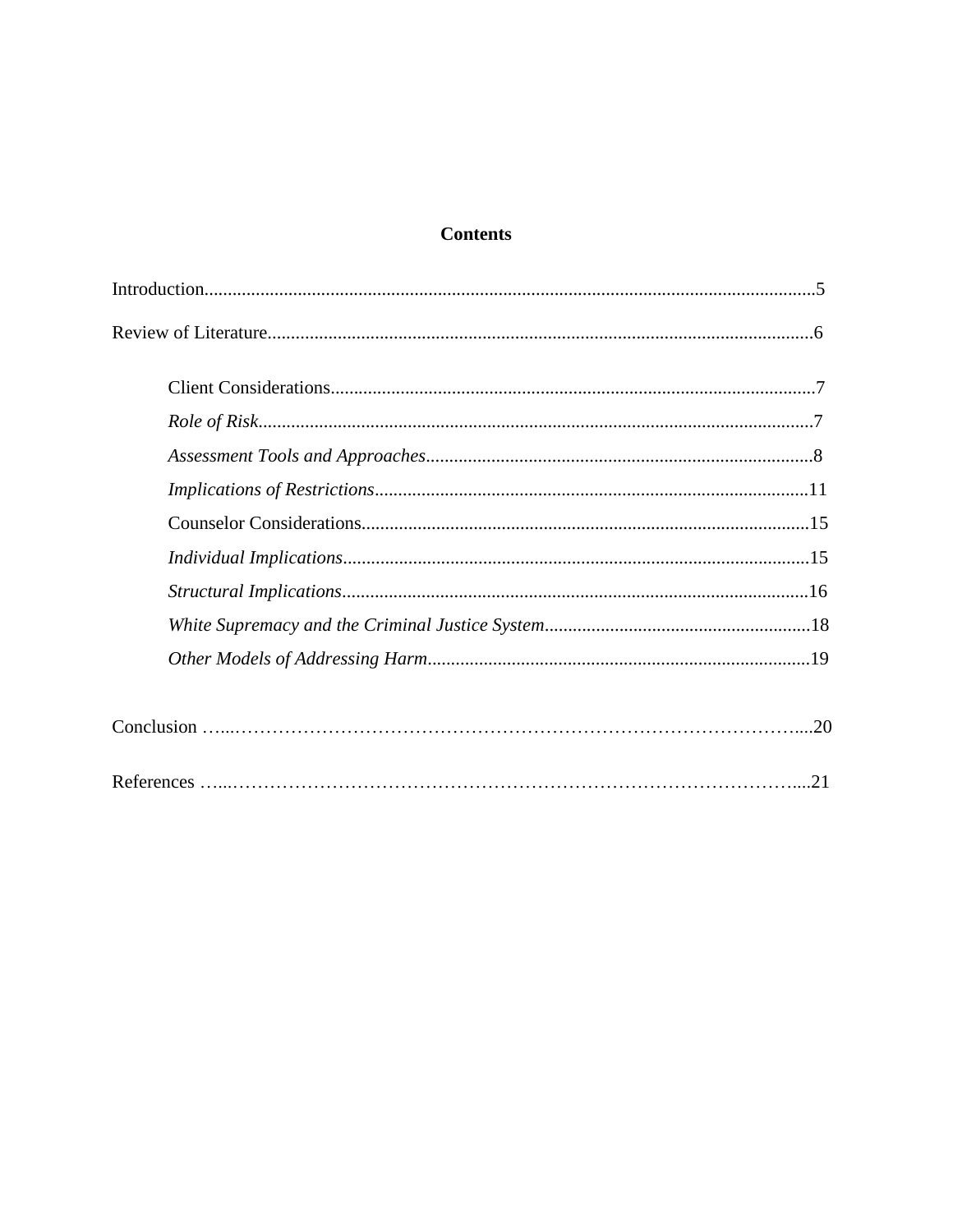**Contents**

Introduction.................................................................................................................................5

Review of Literature...................................................................................................................6

Client Considerations.......................................................................................................7

*Role of Risk*.......................................................................................................................7

*Assessment Tools and Approaches*..................................................................................8

*Implications of Restrictions*.............................................................................................11

Counselor Considerations................................................................................................15

*Individual Implications*...................................................................................................15

*Structural Implications*...................................................................................................16

*White Supremacy and the Criminal Justice System*........................................................18

*Other Models of Addressing Harm*.................................................................................19

Conclusion …..………………………………………………………………………………....20

References …..………………………………………………………………………………....21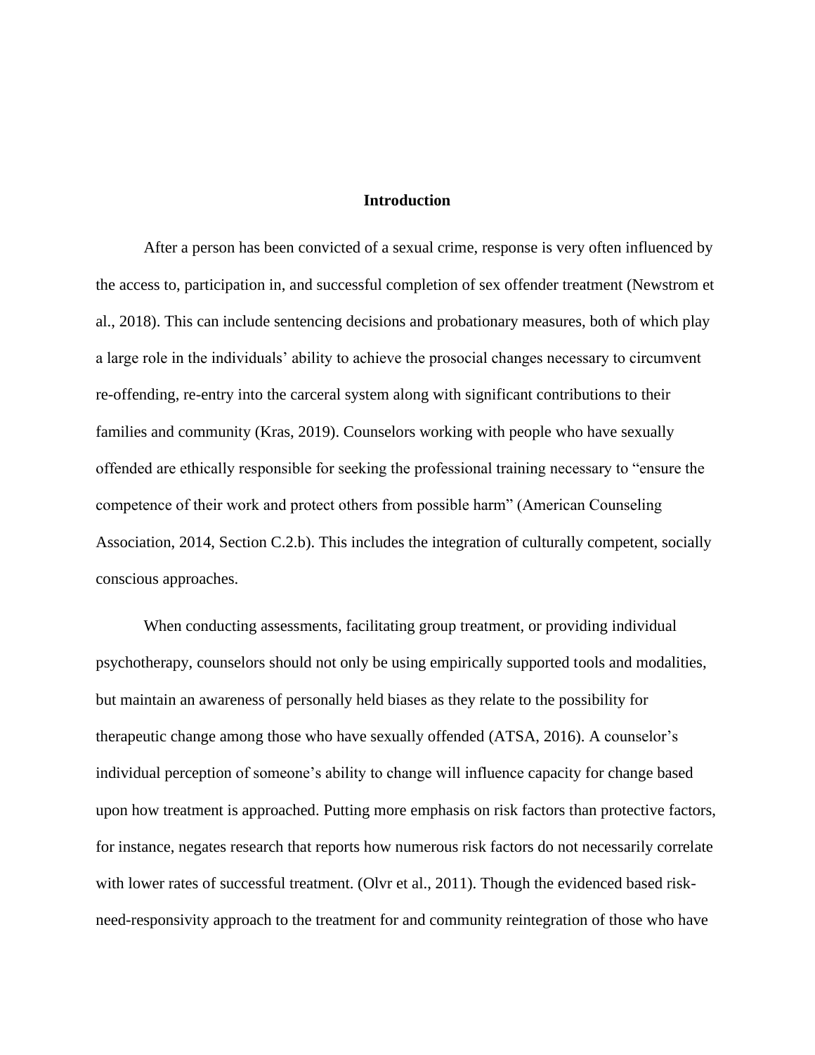## Introduction

After a person has been convicted of a sexual crime, response is very often influenced by the access to, participation in, and successful completion of sex offender treatment (Newstrom et al., 2018). This can include sentencing decisions and probationary measures, both of which play a large role in the individuals' ability to achieve the prosocial changes necessary to circumvent re-offending, re-entry into the carceral system along with significant contributions to their families and community (Kras, 2019). Counselors working with people who have sexually offended are ethically responsible for seeking the professional training necessary to "ensure the competence of their work and protect others from possible harm" (American Counseling Association, 2014, Section C.2.b). This includes the integration of culturally competent, socially conscious approaches.

When conducting assessments, facilitating group treatment, or providing individual psychotherapy, counselors should not only be using empirically supported tools and modalities, but maintain an awareness of personally held biases as they relate to the possibility for therapeutic change among those who have sexually offended (ATSA, 2016). A counselor's individual perception of someone's ability to change will influence capacity for change based upon how treatment is approached. Putting more emphasis on risk factors than protective factors, for instance, negates research that reports how numerous risk factors do not necessarily correlate with lower rates of successful treatment. (Olvr et al., 2011). Though the evidenced based risk-need-responsivity approach to the treatment for and community reintegration of those who have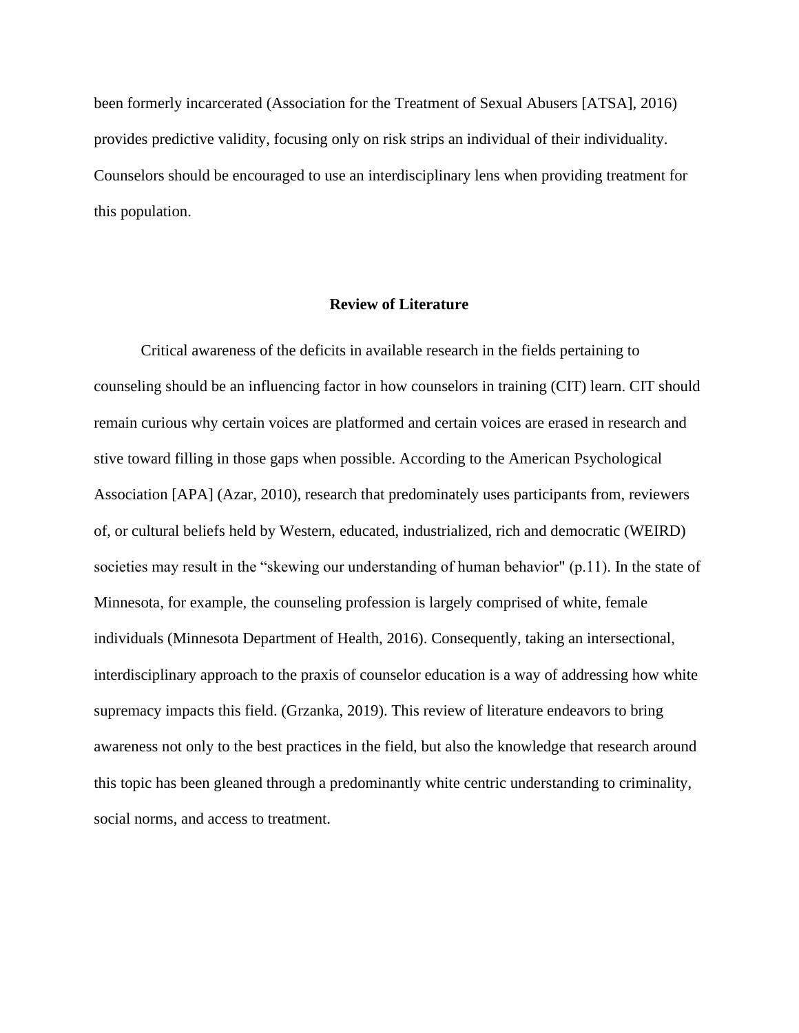been formerly incarcerated (Association for the Treatment of Sexual Abusers [ATSA], 2016) provides predictive validity, focusing only on risk strips an individual of their individuality. Counselors should be encouraged to use an interdisciplinary lens when providing treatment for this population.

## Review of Literature

Critical awareness of the deficits in available research in the fields pertaining to counseling should be an influencing factor in how counselors in training (CIT) learn. CIT should remain curious why certain voices are platformed and certain voices are erased in research and stive toward filling in those gaps when possible. According to the American Psychological Association [APA] (Azar, 2010), research that predominately uses participants from, reviewers of, or cultural beliefs held by Western, educated, industrialized, rich and democratic (WEIRD) societies may result in the "skewing our understanding of human behavior" (p.11). In the state of Minnesota, for example, the counseling profession is largely comprised of white, female individuals (Minnesota Department of Health, 2016). Consequently, taking an intersectional, interdisciplinary approach to the praxis of counselor education is a way of addressing how white supremacy impacts this field. (Grzanka, 2019). This review of literature endeavors to bring awareness not only to the best practices in the field, but also the knowledge that research around this topic has been gleaned through a predominantly white centric understanding to criminality, social norms, and access to treatment.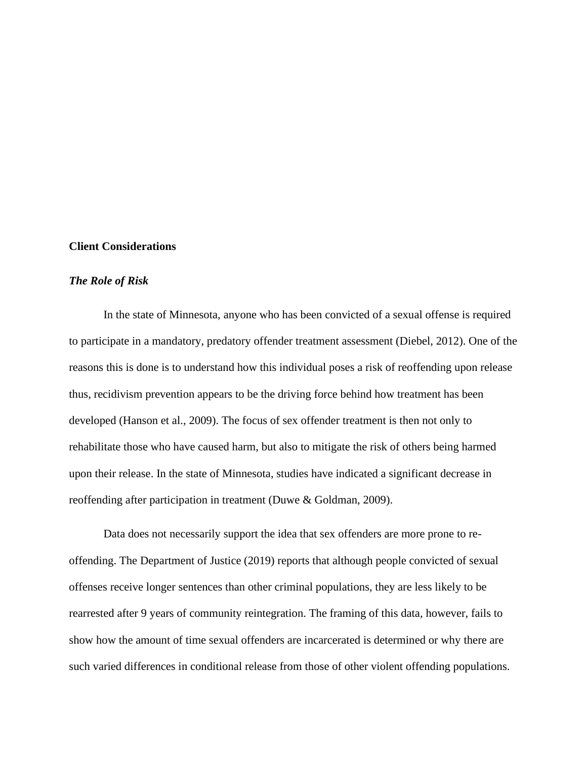## Client Considerations

### *The Role of Risk*

In the state of Minnesota, anyone who has been convicted of a sexual offense is required to participate in a mandatory, predatory offender treatment assessment (Diebel, 2012). One of the reasons this is done is to understand how this individual poses a risk of reoffending upon release thus, recidivism prevention appears to be the driving force behind how treatment has been developed (Hanson et al., 2009). The focus of sex offender treatment is then not only to rehabilitate those who have caused harm, but also to mitigate the risk of others being harmed upon their release. In the state of Minnesota, studies have indicated a significant decrease in reoffending after participation in treatment (Duwe & Goldman, 2009).

Data does not necessarily support the idea that sex offenders are more prone to re-offending. The Department of Justice (2019) reports that although people convicted of sexual offenses receive longer sentences than other criminal populations, they are less likely to be rearrested after 9 years of community reintegration. The framing of this data, however, fails to show how the amount of time sexual offenders are incarcerated is determined or why there are such varied differences in conditional release from those of other violent offending populations.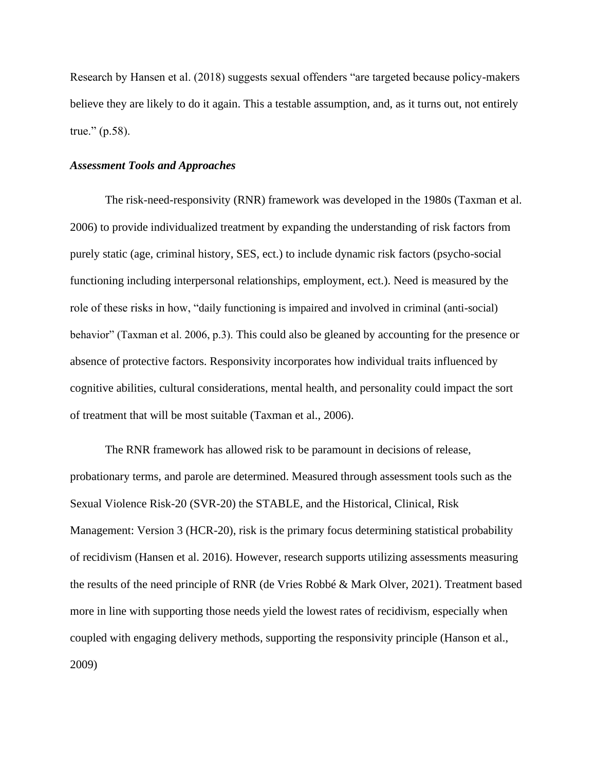Research by Hansen et al. (2018) suggests sexual offenders "are targeted because policy-makers believe they are likely to do it again. This a testable assumption, and, as it turns out, not entirely true." (p.58).

### ***Assessment Tools and Approaches***

The risk-need-responsivity (RNR) framework was developed in the 1980s (Taxman et al. 2006) to provide individualized treatment by expanding the understanding of risk factors from purely static (age, criminal history, SES, ect.) to include dynamic risk factors (psycho-social functioning including interpersonal relationships, employment, ect.). Need is measured by the role of these risks in how, "daily functioning is impaired and involved in criminal (anti-social) behavior" (Taxman et al. 2006, p.3). This could also be gleaned by accounting for the presence or absence of protective factors. Responsivity incorporates how individual traits influenced by cognitive abilities, cultural considerations, mental health, and personality could impact the sort of treatment that will be most suitable (Taxman et al., 2006).

The RNR framework has allowed risk to be paramount in decisions of release, probationary terms, and parole are determined. Measured through assessment tools such as the Sexual Violence Risk-20 (SVR-20) the STABLE, and the Historical, Clinical, Risk Management: Version 3 (HCR-20), risk is the primary focus determining statistical probability of recidivism (Hansen et al. 2016). However, research supports utilizing assessments measuring the results of the need principle of RNR (de Vries Robbé & Mark Olver, 2021). Treatment based more in line with supporting those needs yield the lowest rates of recidivism, especially when coupled with engaging delivery methods, supporting the responsivity principle (Hanson et al., 2009)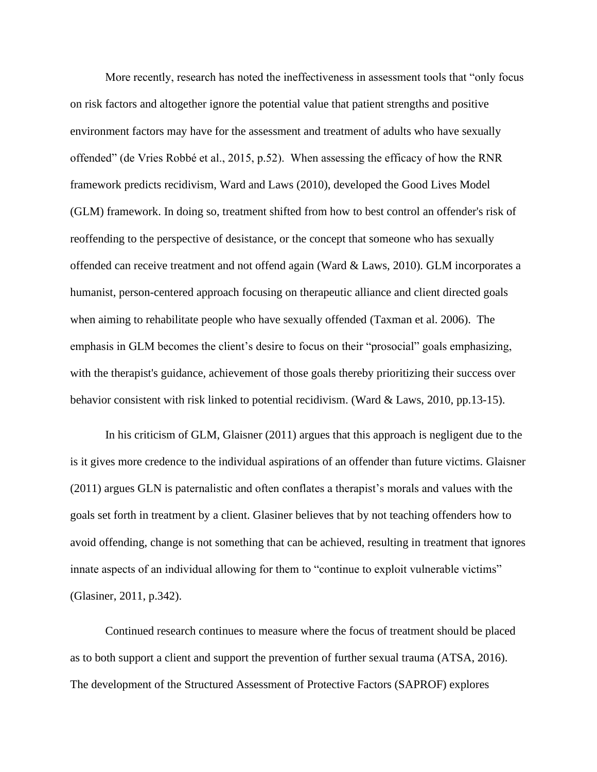More recently, research has noted the ineffectiveness in assessment tools that "only focus on risk factors and altogether ignore the potential value that patient strengths and positive environment factors may have for the assessment and treatment of adults who have sexually offended" (de Vries Robbé et al., 2015, p.52). When assessing the efficacy of how the RNR framework predicts recidivism, Ward and Laws (2010), developed the Good Lives Model (GLM) framework. In doing so, treatment shifted from how to best control an offender's risk of reoffending to the perspective of desistance, or the concept that someone who has sexually offended can receive treatment and not offend again (Ward & Laws, 2010). GLM incorporates a humanist, person-centered approach focusing on therapeutic alliance and client directed goals when aiming to rehabilitate people who have sexually offended (Taxman et al. 2006). The emphasis in GLM becomes the client's desire to focus on their "prosocial" goals emphasizing, with the therapist's guidance, achievement of those goals thereby prioritizing their success over behavior consistent with risk linked to potential recidivism. (Ward & Laws, 2010, pp.13-15).

In his criticism of GLM, Glaisner (2011) argues that this approach is negligent due to the is it gives more credence to the individual aspirations of an offender than future victims. Glaisner (2011) argues GLN is paternalistic and often conflates a therapist's morals and values with the goals set forth in treatment by a client. Glasiner believes that by not teaching offenders how to avoid offending, change is not something that can be achieved, resulting in treatment that ignores innate aspects of an individual allowing for them to "continue to exploit vulnerable victims" (Glasiner, 2011, p.342).

Continued research continues to measure where the focus of treatment should be placed as to both support a client and support the prevention of further sexual trauma (ATSA, 2016). The development of the Structured Assessment of Protective Factors (SAPROF) explores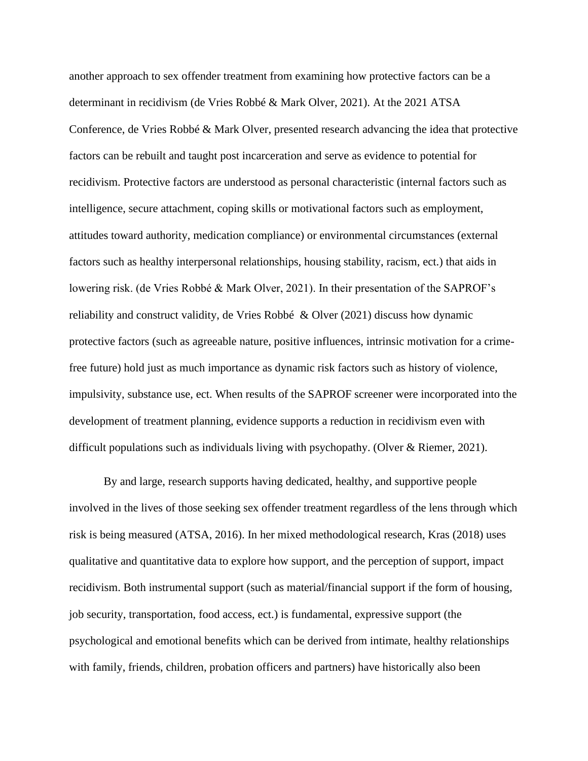another approach to sex offender treatment from examining how protective factors can be a determinant in recidivism (de Vries Robbé & Mark Olver, 2021). At the 2021 ATSA Conference, de Vries Robbé & Mark Olver, presented research advancing the idea that protective factors can be rebuilt and taught post incarceration and serve as evidence to potential for recidivism. Protective factors are understood as personal characteristic (internal factors such as intelligence, secure attachment, coping skills or motivational factors such as employment, attitudes toward authority, medication compliance) or environmental circumstances (external factors such as healthy interpersonal relationships, housing stability, racism, ect.) that aids in lowering risk. (de Vries Robbé & Mark Olver, 2021). In their presentation of the SAPROF's reliability and construct validity, de Vries Robbé & Olver (2021) discuss how dynamic protective factors (such as agreeable nature, positive influences, intrinsic motivation for a crime-free future) hold just as much importance as dynamic risk factors such as history of violence, impulsivity, substance use, ect. When results of the SAPROF screener were incorporated into the development of treatment planning, evidence supports a reduction in recidivism even with difficult populations such as individuals living with psychopathy. (Olver & Riemer, 2021).

By and large, research supports having dedicated, healthy, and supportive people involved in the lives of those seeking sex offender treatment regardless of the lens through which risk is being measured (ATSA, 2016). In her mixed methodological research, Kras (2018) uses qualitative and quantitative data to explore how support, and the perception of support, impact recidivism. Both instrumental support (such as material/financial support if the form of housing, job security, transportation, food access, ect.) is fundamental, expressive support (the psychological and emotional benefits which can be derived from intimate, healthy relationships with family, friends, children, probation officers and partners) have historically also been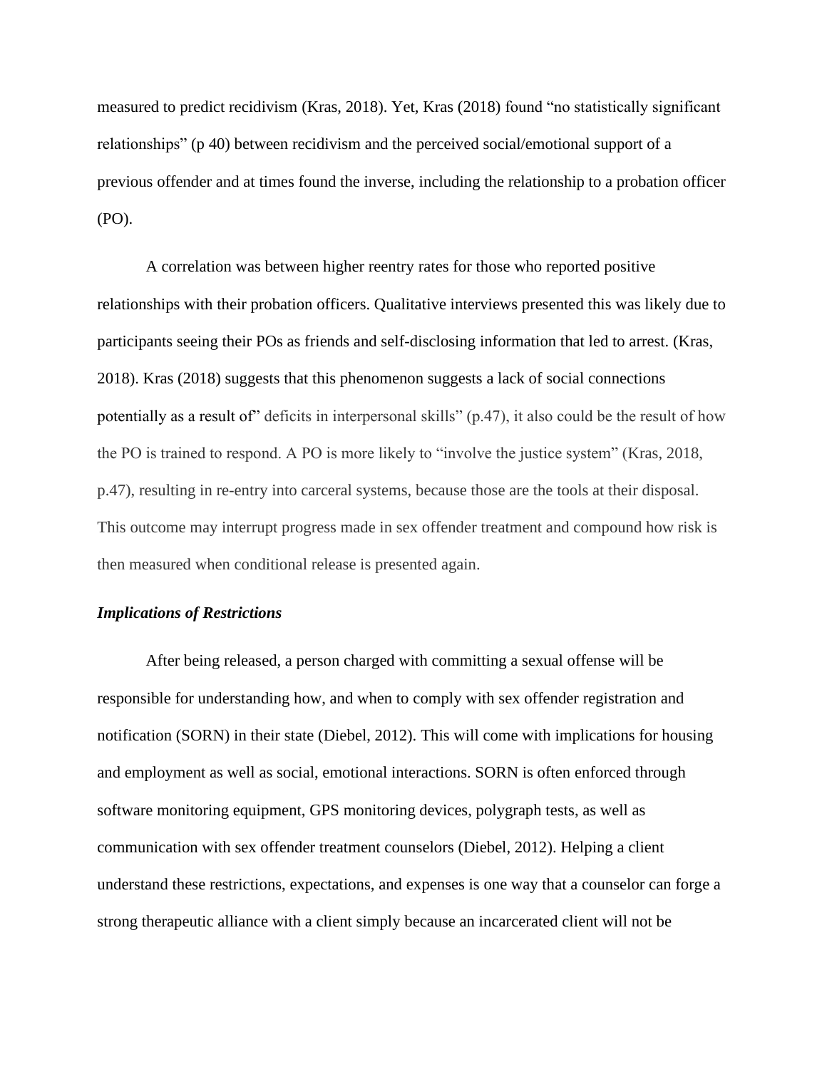measured to predict recidivism (Kras, 2018). Yet, Kras (2018) found "no statistically significant relationships" (p 40) between recidivism and the perceived social/emotional support of a previous offender and at times found the inverse, including the relationship to a probation officer (PO).

A correlation was between higher reentry rates for those who reported positive relationships with their probation officers. Qualitative interviews presented this was likely due to participants seeing their POs as friends and self-disclosing information that led to arrest. (Kras, 2018). Kras (2018) suggests that this phenomenon suggests a lack of social connections potentially as a result of" deficits in interpersonal skills" (p.47), it also could be the result of how the PO is trained to respond. A PO is more likely to "involve the justice system" (Kras, 2018, p.47), resulting in re-entry into carceral systems, because those are the tools at their disposal. This outcome may interrupt progress made in sex offender treatment and compound how risk is then measured when conditional release is presented again.

***Implications of Restrictions***

After being released, a person charged with committing a sexual offense will be responsible for understanding how, and when to comply with sex offender registration and notification (SORN) in their state (Diebel, 2012). This will come with implications for housing and employment as well as social, emotional interactions. SORN is often enforced through software monitoring equipment, GPS monitoring devices, polygraph tests, as well as communication with sex offender treatment counselors (Diebel, 2012). Helping a client understand these restrictions, expectations, and expenses is one way that a counselor can forge a strong therapeutic alliance with a client simply because an incarcerated client will not be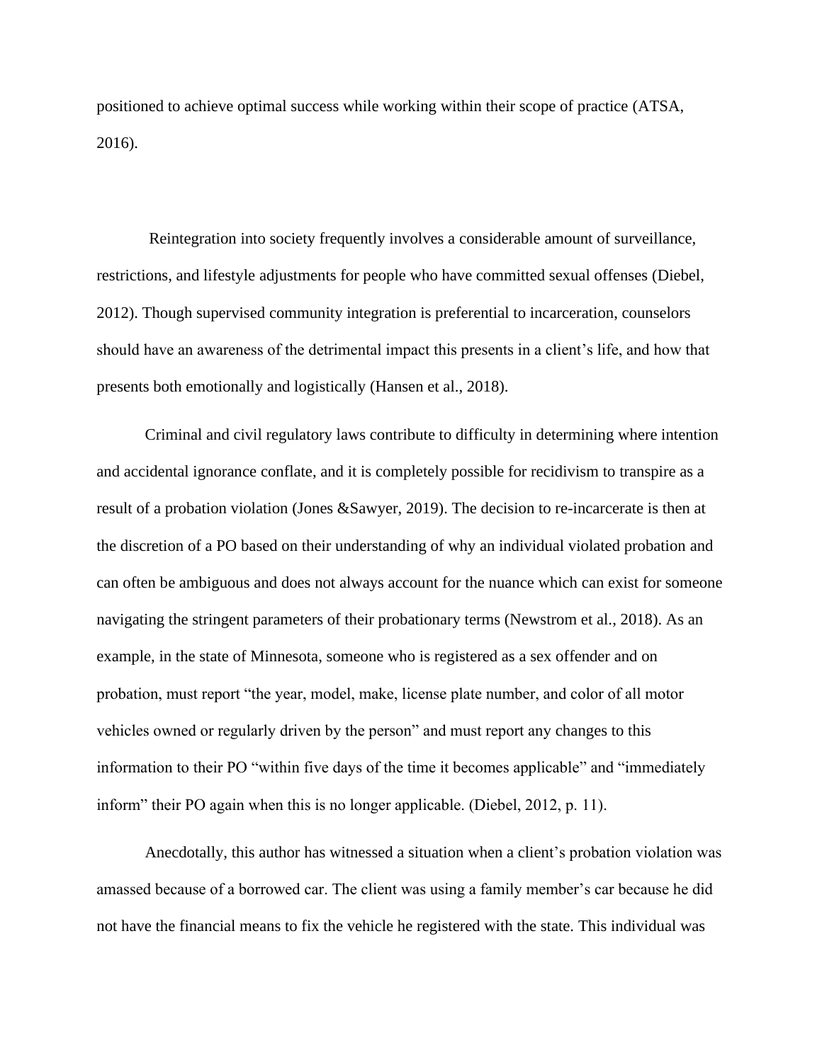positioned to achieve optimal success while working within their scope of practice (ATSA, 2016).

Reintegration into society frequently involves a considerable amount of surveillance, restrictions, and lifestyle adjustments for people who have committed sexual offenses (Diebel, 2012). Though supervised community integration is preferential to incarceration, counselors should have an awareness of the detrimental impact this presents in a client's life, and how that presents both emotionally and logistically (Hansen et al., 2018).

Criminal and civil regulatory laws contribute to difficulty in determining where intention and accidental ignorance conflate, and it is completely possible for recidivism to transpire as a result of a probation violation (Jones &Sawyer, 2019). The decision to re-incarcerate is then at the discretion of a PO based on their understanding of why an individual violated probation and can often be ambiguous and does not always account for the nuance which can exist for someone navigating the stringent parameters of their probationary terms (Newstrom et al., 2018). As an example, in the state of Minnesota, someone who is registered as a sex offender and on probation, must report "the year, model, make, license plate number, and color of all motor vehicles owned or regularly driven by the person" and must report any changes to this information to their PO "within five days of the time it becomes applicable" and "immediately inform" their PO again when this is no longer applicable. (Diebel, 2012, p. 11).

Anecdotally, this author has witnessed a situation when a client's probation violation was amassed because of a borrowed car. The client was using a family member's car because he did not have the financial means to fix the vehicle he registered with the state. This individual was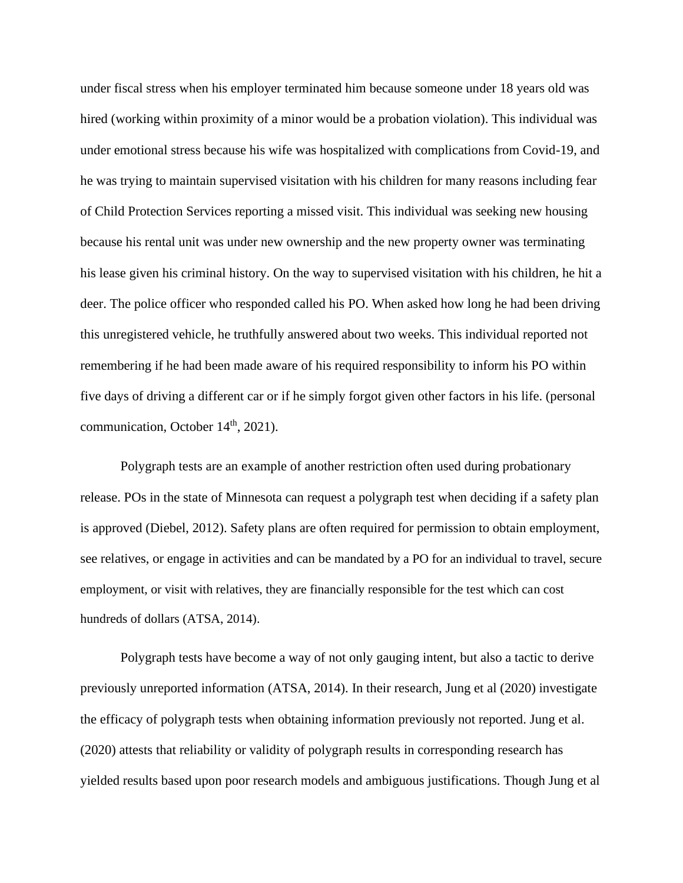under fiscal stress when his employer terminated him because someone under 18 years old was hired (working within proximity of a minor would be a probation violation). This individual was under emotional stress because his wife was hospitalized with complications from Covid-19, and he was trying to maintain supervised visitation with his children for many reasons including fear of Child Protection Services reporting a missed visit. This individual was seeking new housing because his rental unit was under new ownership and the new property owner was terminating his lease given his criminal history. On the way to supervised visitation with his children, he hit a deer. The police officer who responded called his PO. When asked how long he had been driving this unregistered vehicle, he truthfully answered about two weeks. This individual reported not remembering if he had been made aware of his required responsibility to inform his PO within five days of driving a different car or if he simply forgot given other factors in his life. (personal communication, October 14th, 2021).

Polygraph tests are an example of another restriction often used during probationary release. POs in the state of Minnesota can request a polygraph test when deciding if a safety plan is approved (Diebel, 2012). Safety plans are often required for permission to obtain employment, see relatives, or engage in activities and can be mandated by a PO for an individual to travel, secure employment, or visit with relatives, they are financially responsible for the test which can cost hundreds of dollars (ATSA, 2014).

Polygraph tests have become a way of not only gauging intent, but also a tactic to derive previously unreported information (ATSA, 2014). In their research, Jung et al (2020) investigate the efficacy of polygraph tests when obtaining information previously not reported. Jung et al. (2020) attests that reliability or validity of polygraph results in corresponding research has yielded results based upon poor research models and ambiguous justifications. Though Jung et al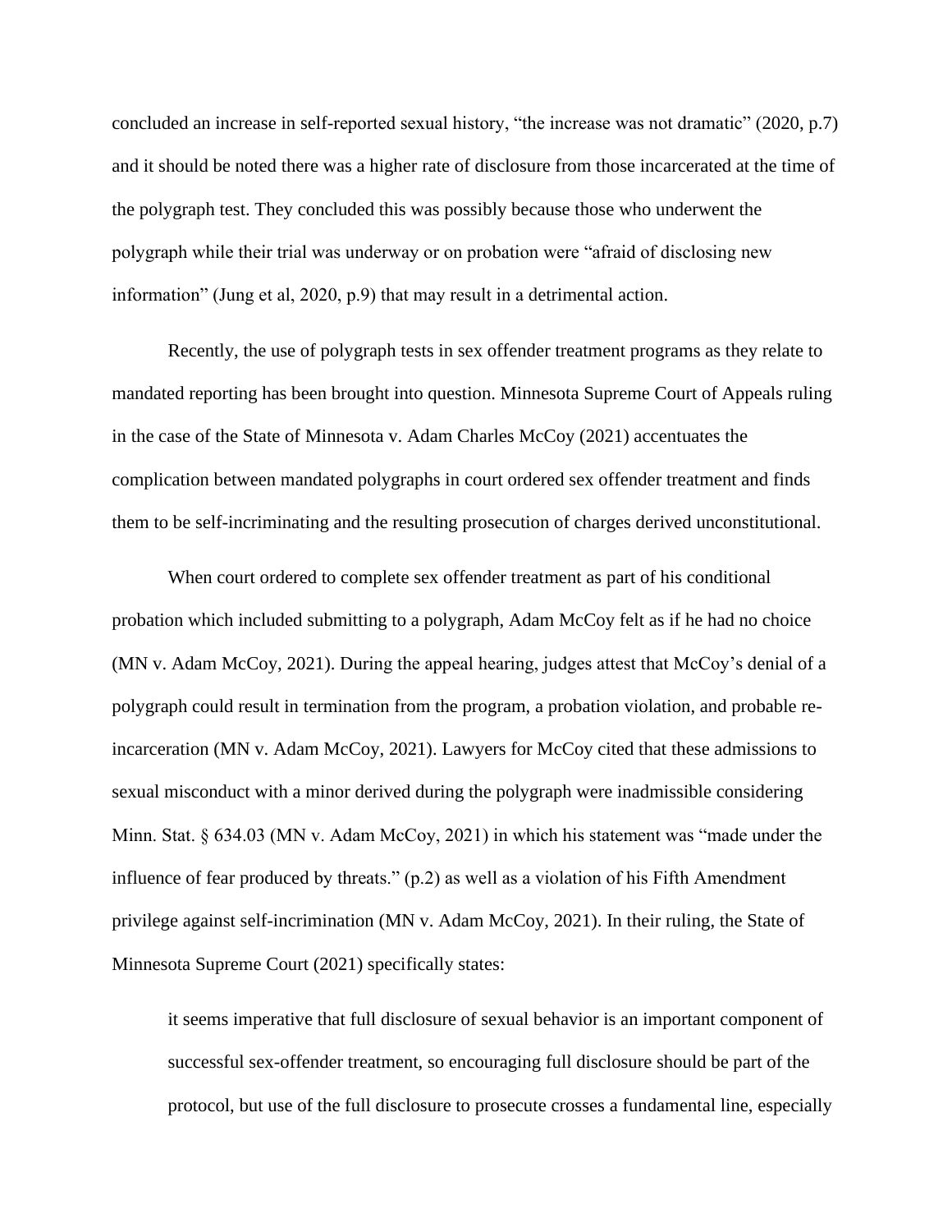concluded an increase in self-reported sexual history, “the increase was not dramatic” (2020, p.7) and it should be noted there was a higher rate of disclosure from those incarcerated at the time of the polygraph test. They concluded this was possibly because those who underwent the polygraph while their trial was underway or on probation were “afraid of disclosing new information” (Jung et al, 2020, p.9) that may result in a detrimental action.

Recently, the use of polygraph tests in sex offender treatment programs as they relate to mandated reporting has been brought into question. Minnesota Supreme Court of Appeals ruling in the case of the State of Minnesota v. Adam Charles McCoy (2021) accentuates the complication between mandated polygraphs in court ordered sex offender treatment and finds them to be self-incriminating and the resulting prosecution of charges derived unconstitutional.

When court ordered to complete sex offender treatment as part of his conditional probation which included submitting to a polygraph, Adam McCoy felt as if he had no choice (MN v. Adam McCoy, 2021). During the appeal hearing, judges attest that McCoy’s denial of a polygraph could result in termination from the program, a probation violation, and probable re-incarceration (MN v. Adam McCoy, 2021). Lawyers for McCoy cited that these admissions to sexual misconduct with a minor derived during the polygraph were inadmissible considering Minn. Stat. § 634.03 (MN v. Adam McCoy, 2021) in which his statement was “made under the influence of fear produced by threats.” (p.2) as well as a violation of his Fifth Amendment privilege against self-incrimination (MN v. Adam McCoy, 2021). In their ruling, the State of Minnesota Supreme Court (2021) specifically states:

> it seems imperative that full disclosure of sexual behavior is an important component of successful sex-offender treatment, so encouraging full disclosure should be part of the protocol, but use of the full disclosure to prosecute crosses a fundamental line, especially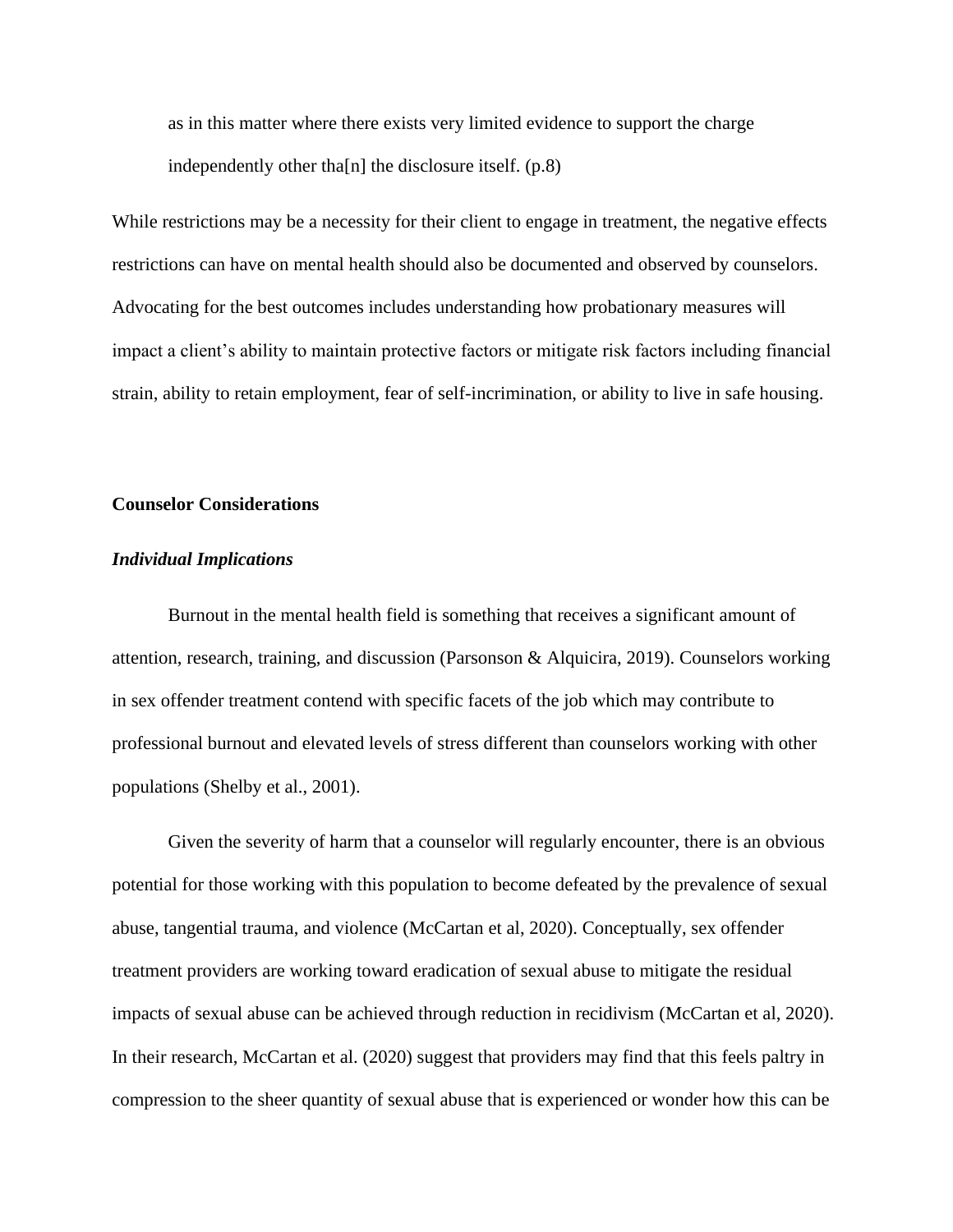> as in this matter where there exists very limited evidence to support the charge independently other tha[n] the disclosure itself. (p.8)

While restrictions may be a necessity for their client to engage in treatment, the negative effects restrictions can have on mental health should also be documented and observed by counselors. Advocating for the best outcomes includes understanding how probationary measures will impact a client's ability to maintain protective factors or mitigate risk factors including financial strain, ability to retain employment, fear of self-incrimination, or ability to live in safe housing.

## Counselor Considerations

### *Individual Implications*

Burnout in the mental health field is something that receives a significant amount of attention, research, training, and discussion (Parsonson & Alquicira, 2019). Counselors working in sex offender treatment contend with specific facets of the job which may contribute to professional burnout and elevated levels of stress different than counselors working with other populations (Shelby et al., 2001).

Given the severity of harm that a counselor will regularly encounter, there is an obvious potential for those working with this population to become defeated by the prevalence of sexual abuse, tangential trauma, and violence (McCartan et al, 2020). Conceptually, sex offender treatment providers are working toward eradication of sexual abuse to mitigate the residual impacts of sexual abuse can be achieved through reduction in recidivism (McCartan et al, 2020). In their research, McCartan et al. (2020) suggest that providers may find that this feels paltry in compression to the sheer quantity of sexual abuse that is experienced or wonder how this can be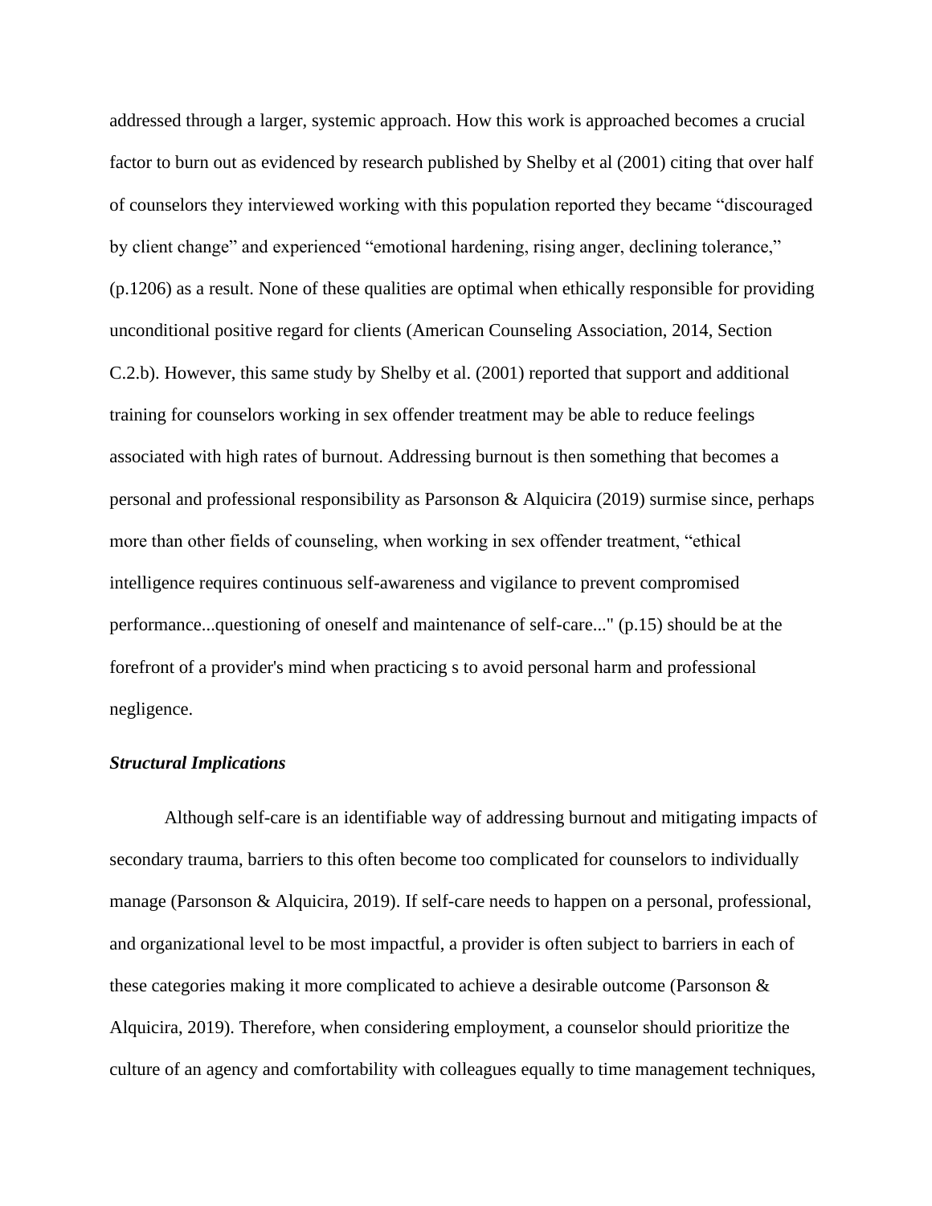addressed through a larger, systemic approach. How this work is approached becomes a crucial factor to burn out as evidenced by research published by Shelby et al (2001) citing that over half of counselors they interviewed working with this population reported they became "discouraged by client change" and experienced "emotional hardening, rising anger, declining tolerance," (p.1206) as a result. None of these qualities are optimal when ethically responsible for providing unconditional positive regard for clients (American Counseling Association, 2014, Section C.2.b). However, this same study by Shelby et al. (2001) reported that support and additional training for counselors working in sex offender treatment may be able to reduce feelings associated with high rates of burnout. Addressing burnout is then something that becomes a personal and professional responsibility as Parsonson & Alquicira (2019) surmise since, perhaps more than other fields of counseling, when working in sex offender treatment, "ethical intelligence requires continuous self-awareness and vigilance to prevent compromised performance...questioning of oneself and maintenance of self-care..." (p.15) should be at the forefront of a provider's mind when practicing s to avoid personal harm and professional negligence.

### *Structural Implications*

Although self-care is an identifiable way of addressing burnout and mitigating impacts of secondary trauma, barriers to this often become too complicated for counselors to individually manage (Parsonson & Alquicira, 2019). If self-care needs to happen on a personal, professional, and organizational level to be most impactful, a provider is often subject to barriers in each of these categories making it more complicated to achieve a desirable outcome (Parsonson & Alquicira, 2019). Therefore, when considering employment, a counselor should prioritize the culture of an agency and comfortability with colleagues equally to time management techniques,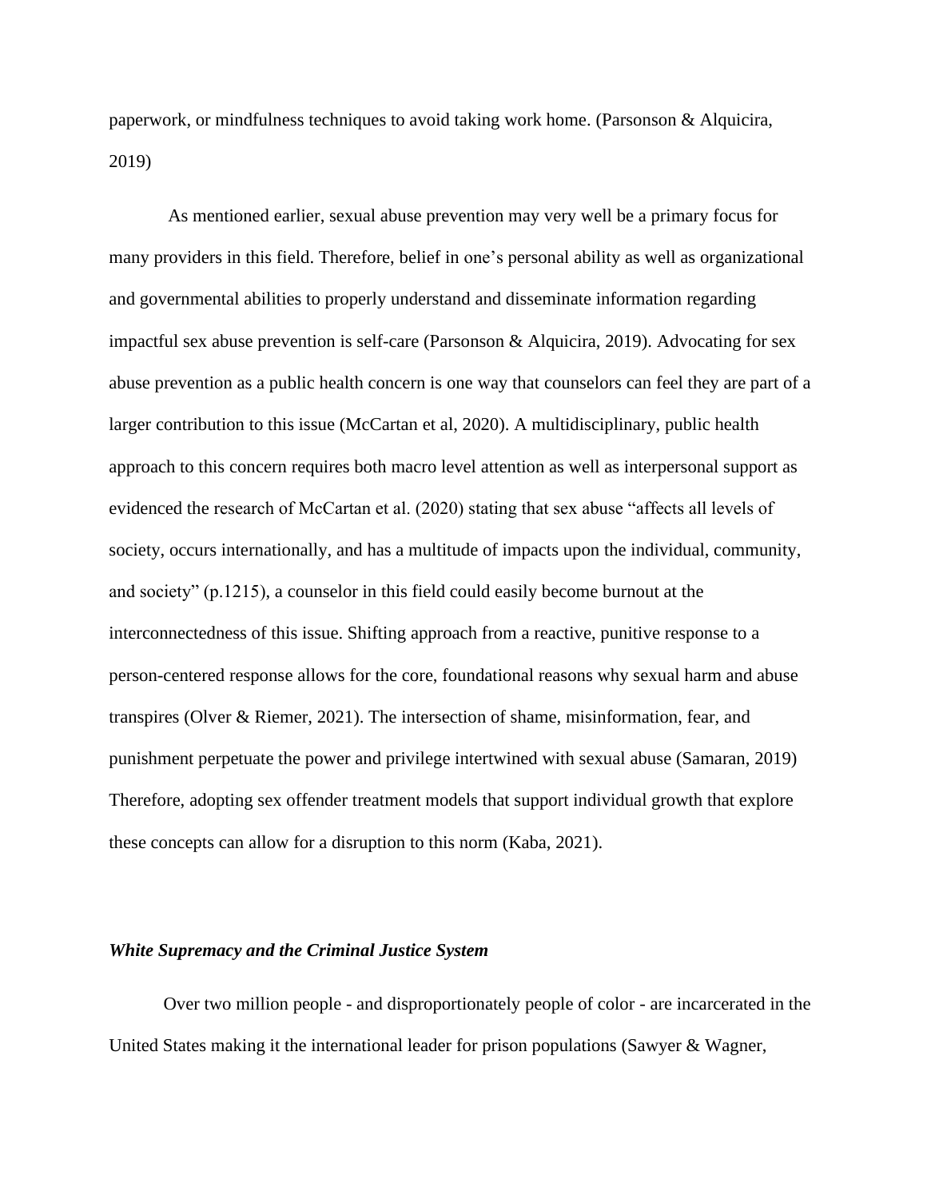paperwork, or mindfulness techniques to avoid taking work home. (Parsonson & Alquicira, 2019)

As mentioned earlier, sexual abuse prevention may very well be a primary focus for many providers in this field. Therefore, belief in one's personal ability as well as organizational and governmental abilities to properly understand and disseminate information regarding impactful sex abuse prevention is self-care (Parsonson & Alquicira, 2019). Advocating for sex abuse prevention as a public health concern is one way that counselors can feel they are part of a larger contribution to this issue (McCartan et al, 2020). A multidisciplinary, public health approach to this concern requires both macro level attention as well as interpersonal support as evidenced the research of McCartan et al. (2020) stating that sex abuse "affects all levels of society, occurs internationally, and has a multitude of impacts upon the individual, community, and society" (p.1215), a counselor in this field could easily become burnout at the interconnectedness of this issue. Shifting approach from a reactive, punitive response to a person-centered response allows for the core, foundational reasons why sexual harm and abuse transpires (Olver & Riemer, 2021). The intersection of shame, misinformation, fear, and punishment perpetuate the power and privilege intertwined with sexual abuse (Samaran, 2019) Therefore, adopting sex offender treatment models that support individual growth that explore these concepts can allow for a disruption to this norm (Kaba, 2021).

### ***White Supremacy and the Criminal Justice System***

Over two million people - and disproportionately people of color - are incarcerated in the United States making it the international leader for prison populations (Sawyer & Wagner,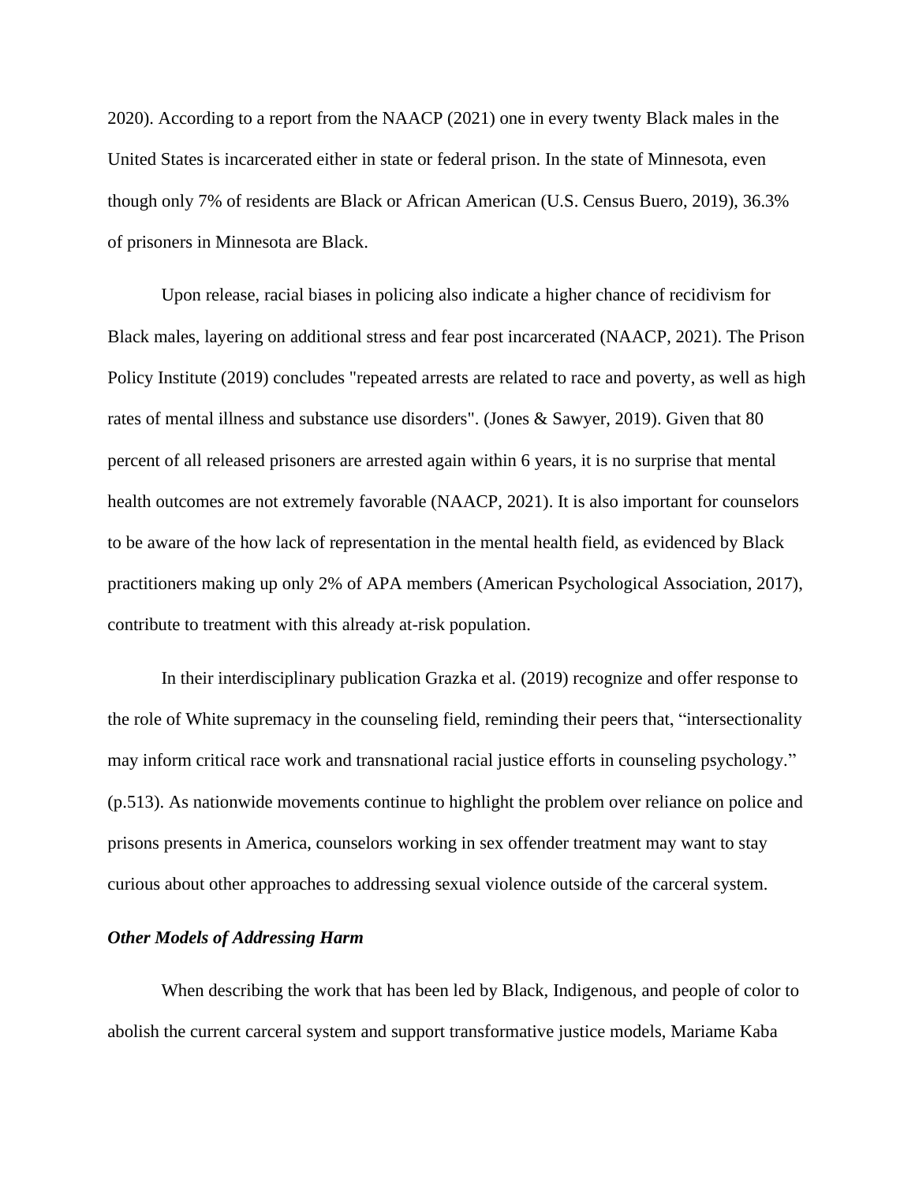2020). According to a report from the NAACP (2021) one in every twenty Black males in the United States is incarcerated either in state or federal prison. In the state of Minnesota, even though only 7% of residents are Black or African American (U.S. Census Buero, 2019), 36.3% of prisoners in Minnesota are Black.

Upon release, racial biases in policing also indicate a higher chance of recidivism for Black males, layering on additional stress and fear post incarcerated (NAACP, 2021). The Prison Policy Institute (2019) concludes "repeated arrests are related to race and poverty, as well as high rates of mental illness and substance use disorders". (Jones & Sawyer, 2019). Given that 80 percent of all released prisoners are arrested again within 6 years, it is no surprise that mental health outcomes are not extremely favorable (NAACP, 2021). It is also important for counselors to be aware of the how lack of representation in the mental health field, as evidenced by Black practitioners making up only 2% of APA members (American Psychological Association, 2017), contribute to treatment with this already at-risk population.

In their interdisciplinary publication Grazka et al. (2019) recognize and offer response to the role of White supremacy in the counseling field, reminding their peers that, "intersectionality may inform critical race work and transnational racial justice efforts in counseling psychology." (p.513). As nationwide movements continue to highlight the problem over reliance on police and prisons presents in America, counselors working in sex offender treatment may want to stay curious about other approaches to addressing sexual violence outside of the carceral system.

### *Other Models of Addressing Harm*

When describing the work that has been led by Black, Indigenous, and people of color to abolish the current carceral system and support transformative justice models, Mariame Kaba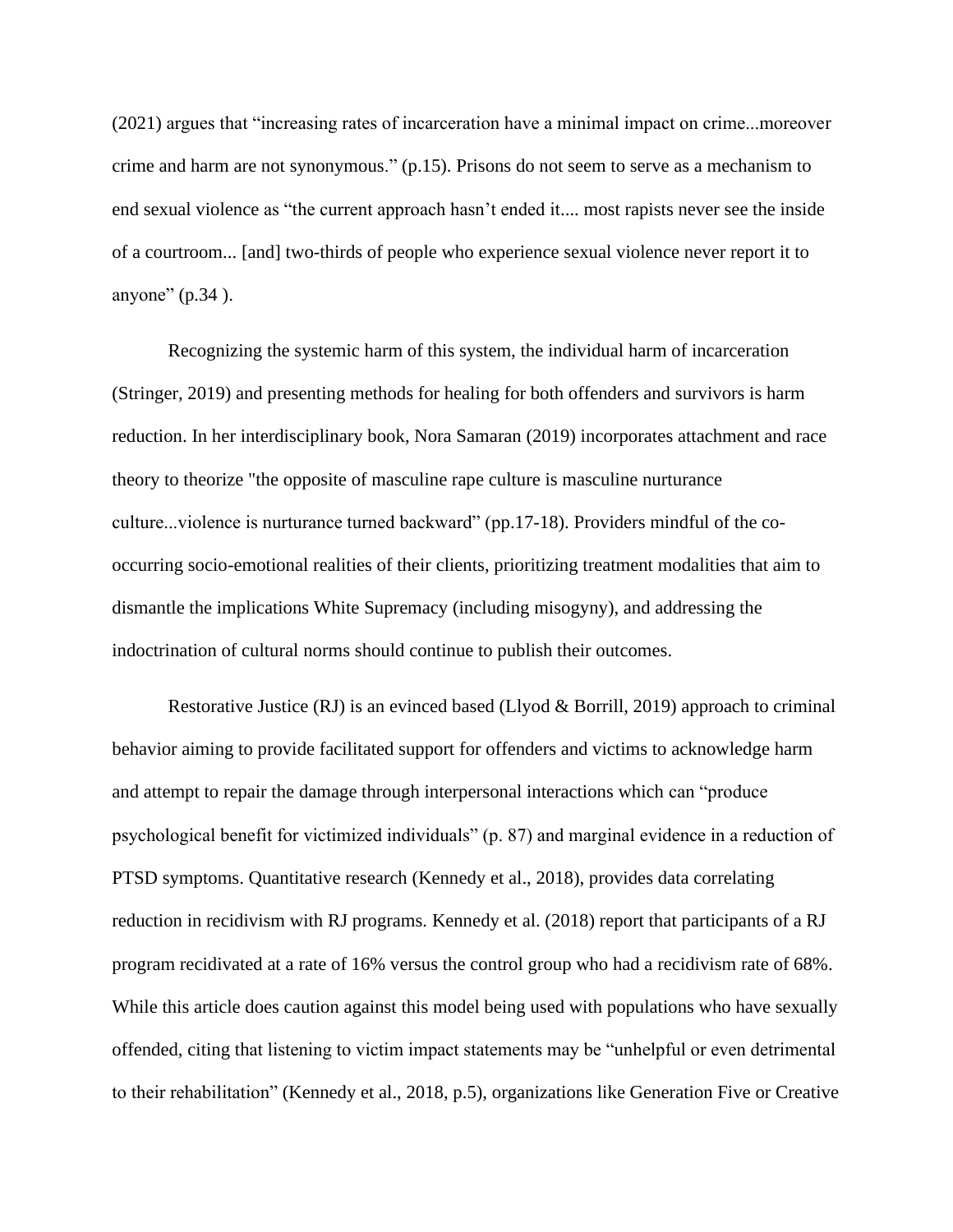(2021) argues that “increasing rates of incarceration have a minimal impact on crime...moreover crime and harm are not synonymous.” (p.15). Prisons do not seem to serve as a mechanism to end sexual violence as “the current approach hasn’t ended it.... most rapists never see the inside of a courtroom... [and] two-thirds of people who experience sexual violence never report it to anyone” (p.34 ).

Recognizing the systemic harm of this system, the individual harm of incarceration (Stringer, 2019) and presenting methods for healing for both offenders and survivors is harm reduction. In her interdisciplinary book, Nora Samaran (2019) incorporates attachment and race theory to theorize "the opposite of masculine rape culture is masculine nurturance culture...violence is nurturance turned backward” (pp.17-18). Providers mindful of the co-occurring socio-emotional realities of their clients, prioritizing treatment modalities that aim to dismantle the implications White Supremacy (including misogyny), and addressing the indoctrination of cultural norms should continue to publish their outcomes.

Restorative Justice (RJ) is an evinced based (Llyod & Borrill, 2019) approach to criminal behavior aiming to provide facilitated support for offenders and victims to acknowledge harm and attempt to repair the damage through interpersonal interactions which can “produce psychological benefit for victimized individuals” (p. 87) and marginal evidence in a reduction of PTSD symptoms. Quantitative research (Kennedy et al., 2018), provides data correlating reduction in recidivism with RJ programs. Kennedy et al. (2018) report that participants of a RJ program recidivated at a rate of 16% versus the control group who had a recidivism rate of 68%. While this article does caution against this model being used with populations who have sexually offended, citing that listening to victim impact statements may be “unhelpful or even detrimental to their rehabilitation” (Kennedy et al., 2018, p.5), organizations like Generation Five or Creative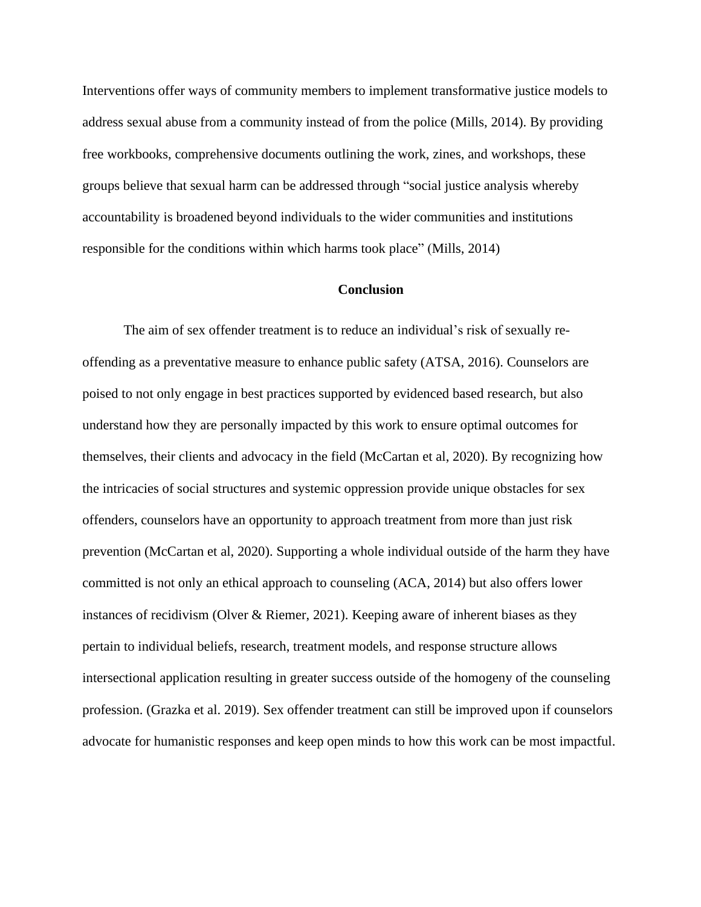Interventions offer ways of community members to implement transformative justice models to address sexual abuse from a community instead of from the police (Mills, 2014). By providing free workbooks, comprehensive documents outlining the work, zines, and workshops, these groups believe that sexual harm can be addressed through "social justice analysis whereby accountability is broadened beyond individuals to the wider communities and institutions responsible for the conditions within which harms took place" (Mills, 2014)

## Conclusion

The aim of sex offender treatment is to reduce an individual's risk of sexually re-offending as a preventative measure to enhance public safety (ATSA, 2016). Counselors are poised to not only engage in best practices supported by evidenced based research, but also understand how they are personally impacted by this work to ensure optimal outcomes for themselves, their clients and advocacy in the field (McCartan et al, 2020). By recognizing how the intricacies of social structures and systemic oppression provide unique obstacles for sex offenders, counselors have an opportunity to approach treatment from more than just risk prevention (McCartan et al, 2020). Supporting a whole individual outside of the harm they have committed is not only an ethical approach to counseling (ACA, 2014) but also offers lower instances of recidivism (Olver & Riemer, 2021). Keeping aware of inherent biases as they pertain to individual beliefs, research, treatment models, and response structure allows intersectional application resulting in greater success outside of the homogeny of the counseling profession. (Grazka et al. 2019). Sex offender treatment can still be improved upon if counselors advocate for humanistic responses and keep open minds to how this work can be most impactful.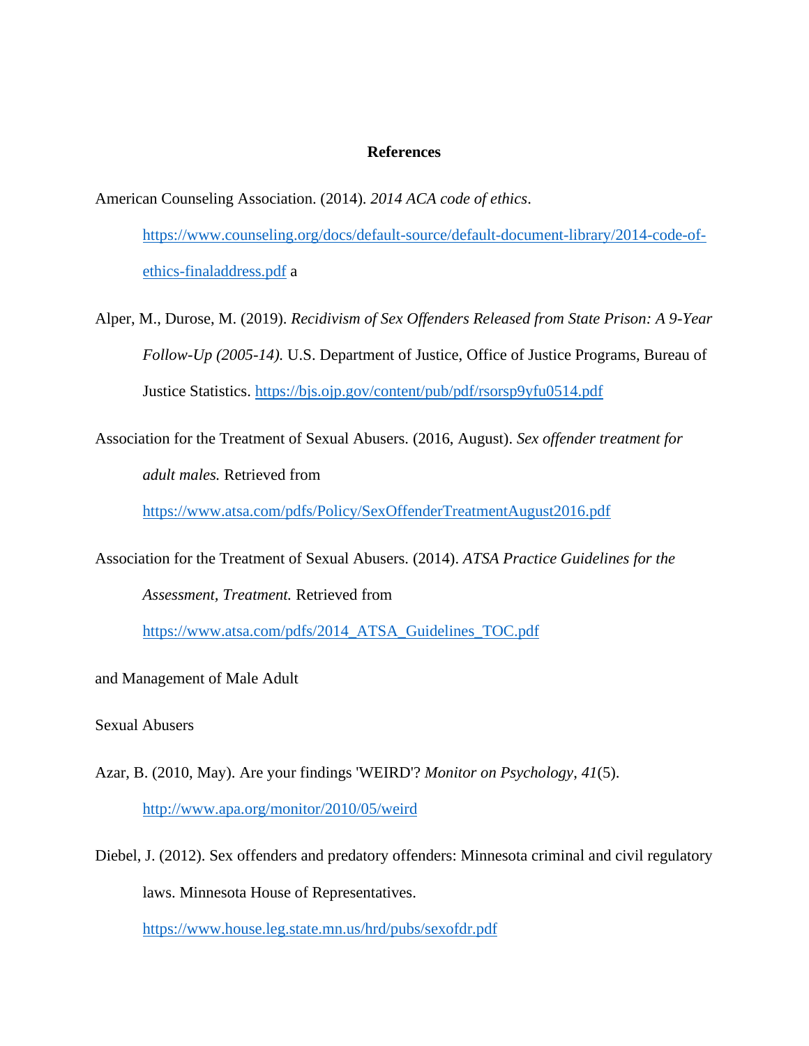**References**

American Counseling Association. (2014). *2014 ACA code of ethics*. https://www.counseling.org/docs/default-source/default-document-library/2014-code-of-ethics-finaladdress.pdf a

Alper, M., Durose, M. (2019). *Recidivism of Sex Offenders Released from State Prison: A 9-Year Follow-Up (2005-14).* U.S. Department of Justice, Office of Justice Programs, Bureau of Justice Statistics. https://bjs.ojp.gov/content/pub/pdf/rsorsp9yfu0514.pdf

Association for the Treatment of Sexual Abusers. (2016, August). *Sex offender treatment for adult males.* Retrieved from https://www.atsa.com/pdfs/Policy/SexOffenderTreatmentAugust2016.pdf

Association for the Treatment of Sexual Abusers. (2014). *ATSA Practice Guidelines for the Assessment, Treatment.* Retrieved from https://www.atsa.com/pdfs/2014_ATSA_Guidelines_TOC.pdf

and Management of Male Adult

Sexual Abusers

Azar, B. (2010, May). Are your findings 'WEIRD'? *Monitor on Psychology*, *41*(5). http://www.apa.org/monitor/2010/05/weird

Diebel, J. (2012). Sex offenders and predatory offenders: Minnesota criminal and civil regulatory laws. Minnesota House of Representatives. https://www.house.leg.state.mn.us/hrd/pubs/sexofdr.pdf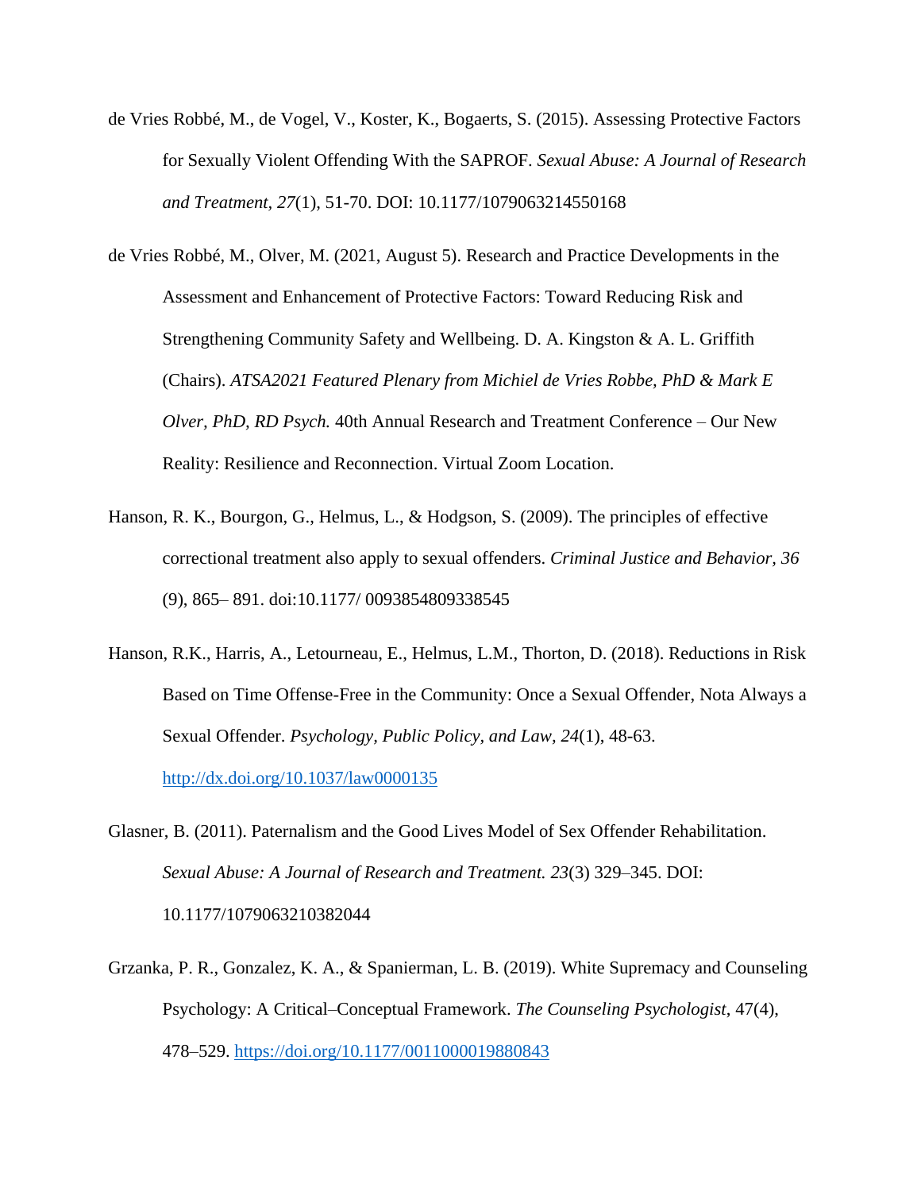de Vries Robbé, M., de Vogel, V., Koster, K., Bogaerts, S. (2015). Assessing Protective Factors for Sexually Violent Offending With the SAPROF. *Sexual Abuse: A Journal of Research and Treatment, 27*(1), 51-70. DOI: 10.1177/1079063214550168

de Vries Robbé, M., Olver, M. (2021, August 5). Research and Practice Developments in the Assessment and Enhancement of Protective Factors: Toward Reducing Risk and Strengthening Community Safety and Wellbeing. D. A. Kingston & A. L. Griffith (Chairs). *ATSA2021 Featured Plenary from Michiel de Vries Robbe, PhD & Mark E Olver, PhD, RD Psych.* 40th Annual Research and Treatment Conference – Our New Reality: Resilience and Reconnection. Virtual Zoom Location.

Hanson, R. K., Bourgon, G., Helmus, L., & Hodgson, S. (2009). The principles of effective correctional treatment also apply to sexual offenders. *Criminal Justice and Behavior, 36* (9), 865– 891. doi:10.1177/ 0093854809338545

Hanson, R.K., Harris, A., Letourneau, E., Helmus, L.M., Thorton, D. (2018). Reductions in Risk Based on Time Offense-Free in the Community: Once a Sexual Offender, Nota Always a Sexual Offender. *Psychology, Public Policy, and Law, 24*(1), 48-63. http://dx.doi.org/10.1037/law0000135

Glasner, B. (2011). Paternalism and the Good Lives Model of Sex Offender Rehabilitation. *Sexual Abuse: A Journal of Research and Treatment. 23*(3) 329–345. DOI: 10.1177/1079063210382044

Grzanka, P. R., Gonzalez, K. A., & Spanierman, L. B. (2019). White Supremacy and Counseling Psychology: A Critical–Conceptual Framework. *The Counseling Psychologist*, 47(4), 478–529. https://doi.org/10.1177/0011000019880843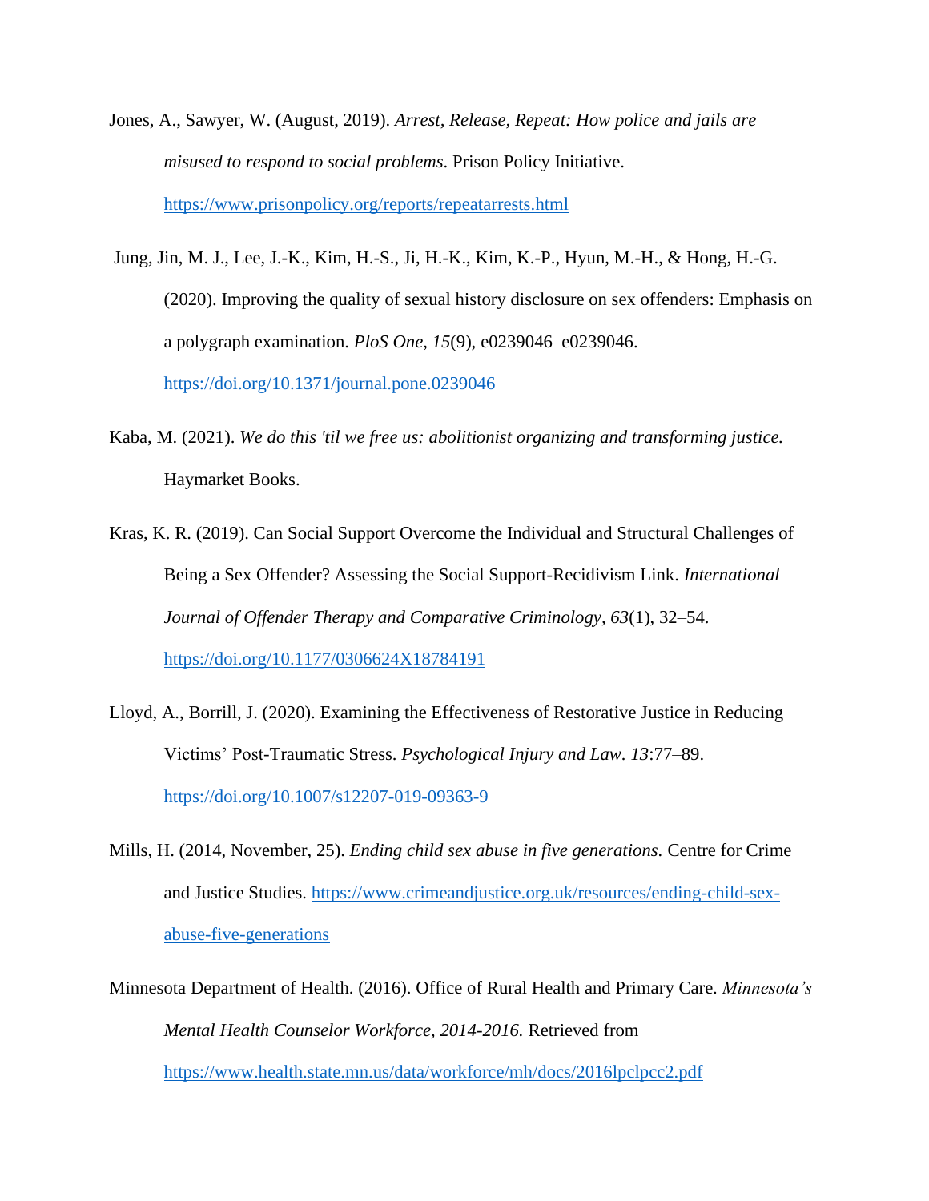Jones, A., Sawyer, W. (August, 2019). *Arrest, Release, Repeat: How police and jails are misused to respond to social problems*. Prison Policy Initiative. https://www.prisonpolicy.org/reports/repeatarrests.html

Jung, Jin, M. J., Lee, J.-K., Kim, H.-S., Ji, H.-K., Kim, K.-P., Hyun, M.-H., & Hong, H.-G. (2020). Improving the quality of sexual history disclosure on sex offenders: Emphasis on a polygraph examination. *PloS One, 15*(9), e0239046–e0239046. https://doi.org/10.1371/journal.pone.0239046

Kaba, M. (2021). *We do this 'til we free us: abolitionist organizing and transforming justice.* Haymarket Books.

Kras, K. R. (2019). Can Social Support Overcome the Individual and Structural Challenges of Being a Sex Offender? Assessing the Social Support-Recidivism Link. *International Journal of Offender Therapy and Comparative Criminology, 63*(1), 32–54. https://doi.org/10.1177/0306624X18784191

Lloyd, A., Borrill, J. (2020). Examining the Effectiveness of Restorative Justice in Reducing Victims' Post-Traumatic Stress. *Psychological Injury and Law*. *13*:77–89. https://doi.org/10.1007/s12207-019-09363-9

Mills, H. (2014, November, 25). *Ending child sex abuse in five generations.* Centre for Crime and Justice Studies. https://www.crimeandjustice.org.uk/resources/ending-child-sex-abuse-five-generations

Minnesota Department of Health. (2016). Office of Rural Health and Primary Care. *Minnesota's Mental Health Counselor Workforce, 2014-2016.* Retrieved from https://www.health.state.mn.us/data/workforce/mh/docs/2016lpclpcc2.pdf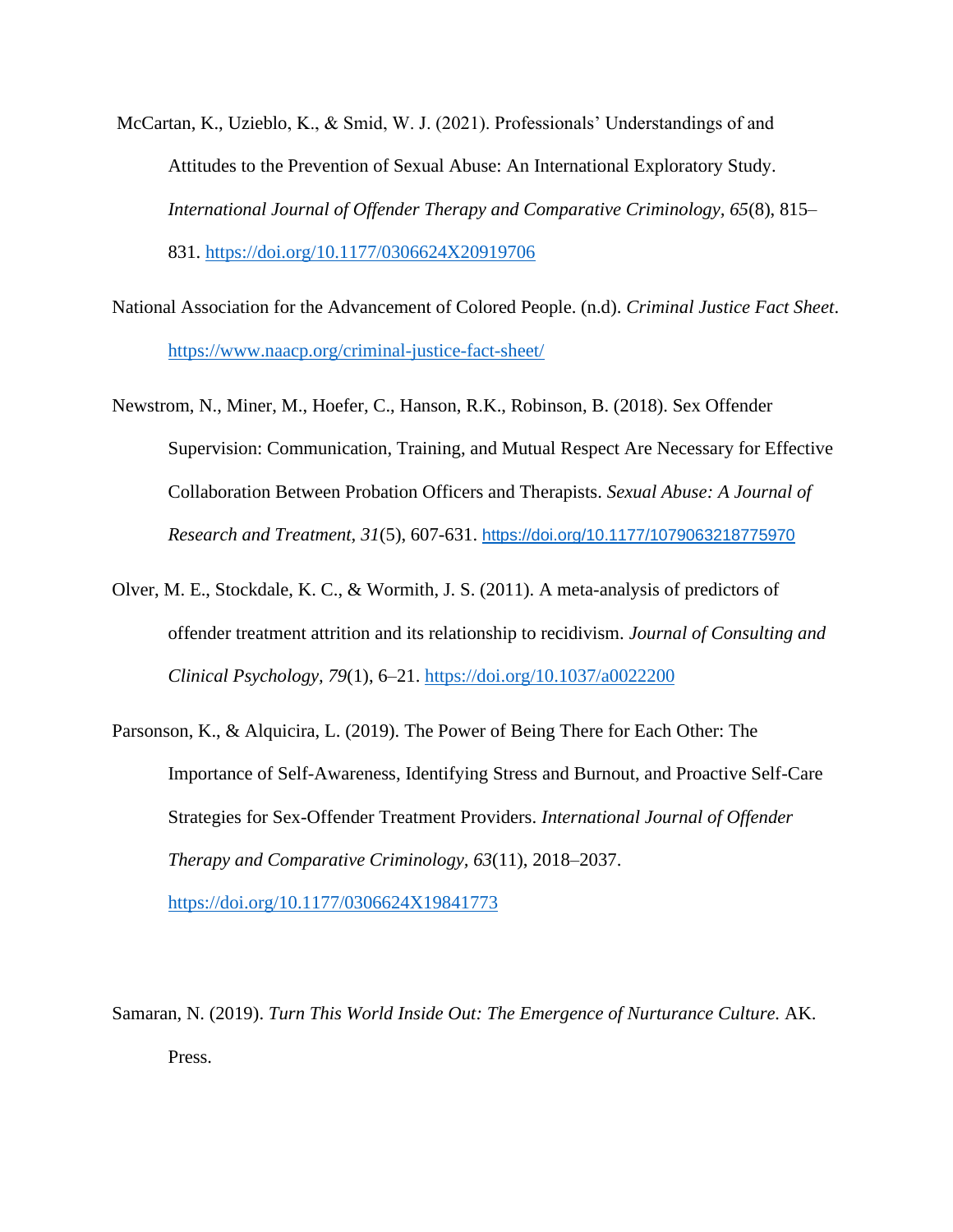McCartan, K., Uzieblo, K., & Smid, W. J. (2021). Professionals' Understandings of and Attitudes to the Prevention of Sexual Abuse: An International Exploratory Study. *International Journal of Offender Therapy and Comparative Criminology, 65*(8), 815–831. https://doi.org/10.1177/0306624X20919706

National Association for the Advancement of Colored People. (n.d). *Criminal Justice Fact Sheet*. https://www.naacp.org/criminal-justice-fact-sheet/

Newstrom, N., Miner, M., Hoefer, C., Hanson, R.K., Robinson, B. (2018). Sex Offender Supervision: Communication, Training, and Mutual Respect Are Necessary for Effective Collaboration Between Probation Officers and Therapists. *Sexual Abuse: A Journal of Research and Treatment, 31*(5), 607-631. https://doi.org/10.1177/1079063218775970

Olver, M. E., Stockdale, K. C., & Wormith, J. S. (2011). A meta-analysis of predictors of offender treatment attrition and its relationship to recidivism. *Journal of Consulting and Clinical Psychology, 79*(1), 6–21. https://doi.org/10.1037/a0022200

Parsonson, K., & Alquicira, L. (2019). The Power of Being There for Each Other: The Importance of Self-Awareness, Identifying Stress and Burnout, and Proactive Self-Care Strategies for Sex-Offender Treatment Providers. *International Journal of Offender Therapy and Comparative Criminology, 63*(11), 2018–2037. https://doi.org/10.1177/0306624X19841773

Samaran, N. (2019). *Turn This World Inside Out: The Emergence of Nurturance Culture.* AK. Press.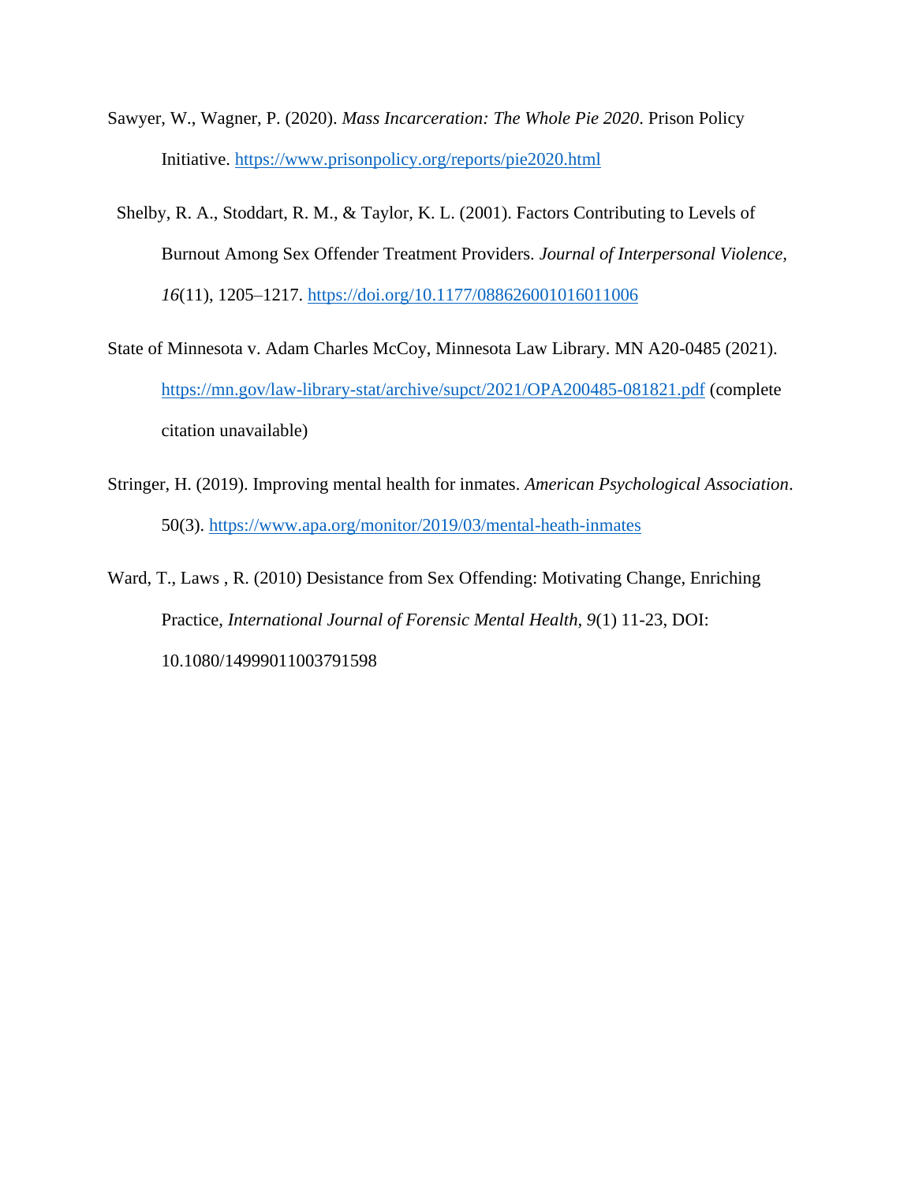Sawyer, W., Wagner, P. (2020). *Mass Incarceration: The Whole Pie 2020*. Prison Policy Initiative. https://www.prisonpolicy.org/reports/pie2020.html

Shelby, R. A., Stoddart, R. M., & Taylor, K. L. (2001). Factors Contributing to Levels of Burnout Among Sex Offender Treatment Providers. *Journal of Interpersonal Violence, 16*(11), 1205–1217. https://doi.org/10.1177/088626001016011006

State of Minnesota v. Adam Charles McCoy, Minnesota Law Library. MN A20-0485 (2021). https://mn.gov/law-library-stat/archive/supct/2021/OPA200485-081821.pdf (complete citation unavailable)

Stringer, H. (2019). Improving mental health for inmates. *American Psychological Association*. 50(3). https://www.apa.org/monitor/2019/03/mental-heath-inmates

Ward, T., Laws , R. (2010) Desistance from Sex Offending: Motivating Change, Enriching Practice, *International Journal of Forensic Mental Health, 9*(1) 11-23, DOI: 10.1080/14999011003791598